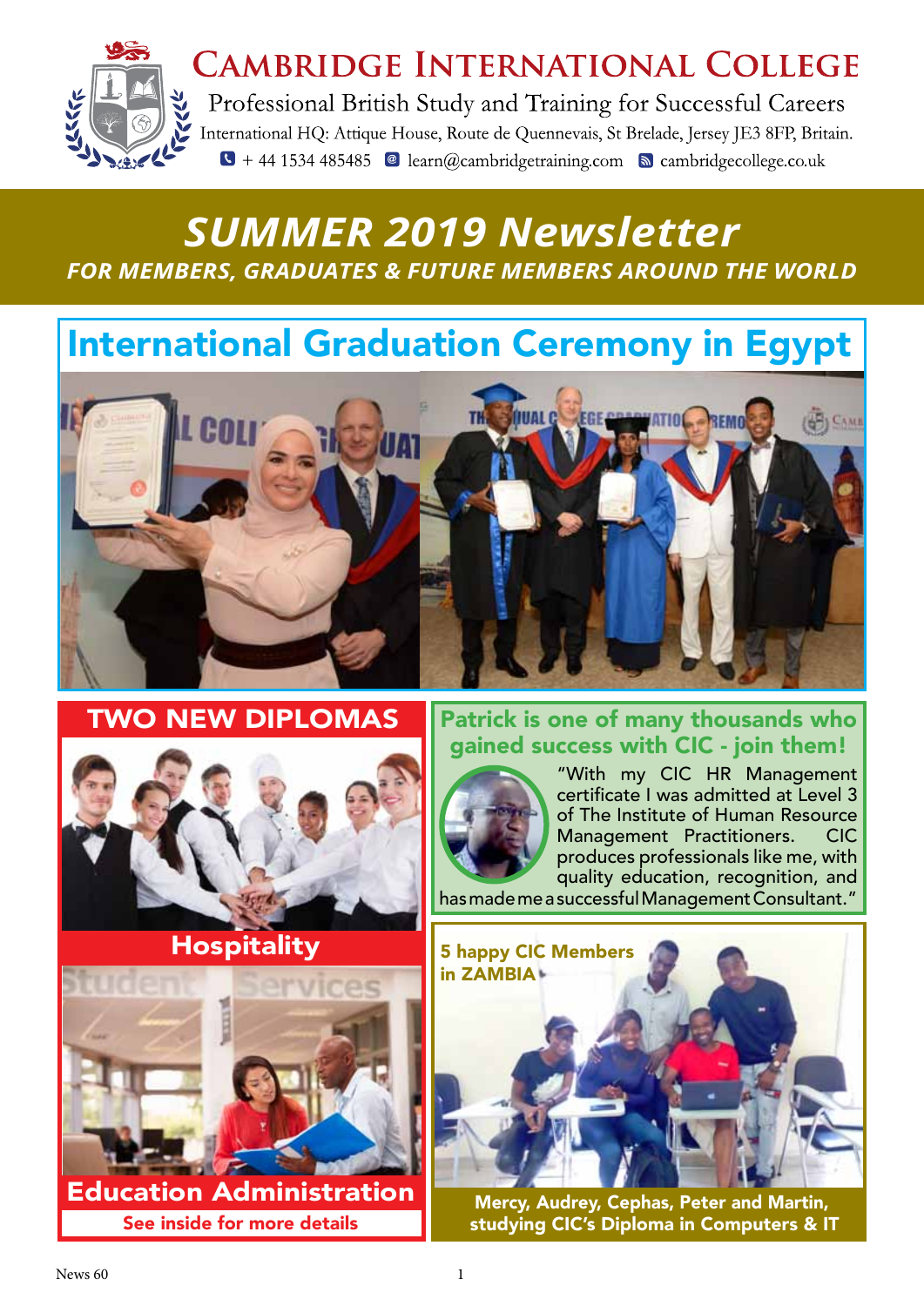# Cambridge International College

Professional British Study and Training for Successful Careers

International HQ: Attique House, Route de Quennevais, St Brelade, Jersey JE3 8FP, Britain.

+ 44 1534 485485 learn@cambridgetraining.com cambridgecollege.co.uk

# SUMMER 2019 Newsletter

**FOR MEMBERS, GRADUATES & FUTURE MEMBERS AROUND THE WORLD**

## International Graduation Ceremony in Egypt

## TWO NEW DIPLOMAS

### Hospitality

### Education Administration

See inside for more details

## Patrick is one of many thousands who gained success with CIC - join them!

"With my CIC HR Management certificate I was admitted at Level 3 of The Institute of Human Resource Management Practitioners. CIC produces professionals like me, with quality education, recognition, and has made me a successful Management Consultant."

**5 happy CIC Members in ZAMBIA**

Mercy, Audrey, Cephas, Peter and Martin, studying CIC's Diploma in Computers & IT

News 60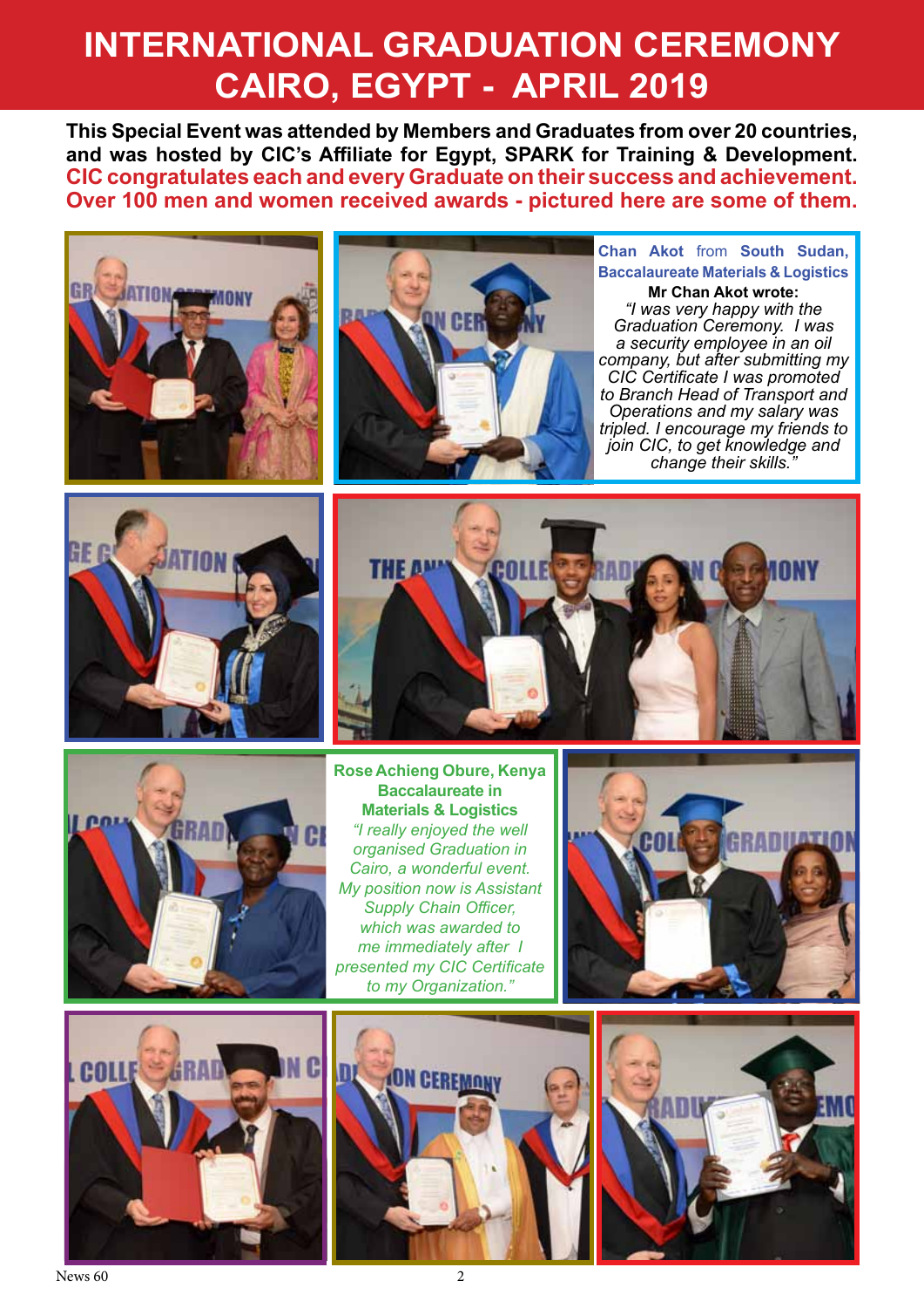# INTERNATIONAL GRADUATION CEREMONY CAIRO, EGYPT - APRIL 2019

**This Special Event was attended by Members and Graduates from over 20 countries, and was hosted by CIC's Affiliate for Egypt, SPARK for Training & Development.**
**CIC congratulates each and every Graduate on their success and achievement. Over 100 men and women received awards - pictured here are some of them.**

**Chan Akot** from **South Sudan, Baccalaureate Materials & Logistics**

**Mr Chan Akot wrote:**

*"I was very happy with the Graduation Ceremony. I was a security employee in an oil company, but after submitting my CIC Certificate I was promoted to Branch Head of Transport and Operations and my salary was tripled. I encourage my friends to join CIC, to get knowledge and change their skills."*

**Rose Achieng Obure, Kenya**
**Baccalaureate in Materials & Logistics**

*"I really enjoyed the well organised Graduation in Cairo, a wonderful event. My position now is Assistant Supply Chain Officer, which was awarded to me immediately after I presented my CIC Certificate to my Organization."*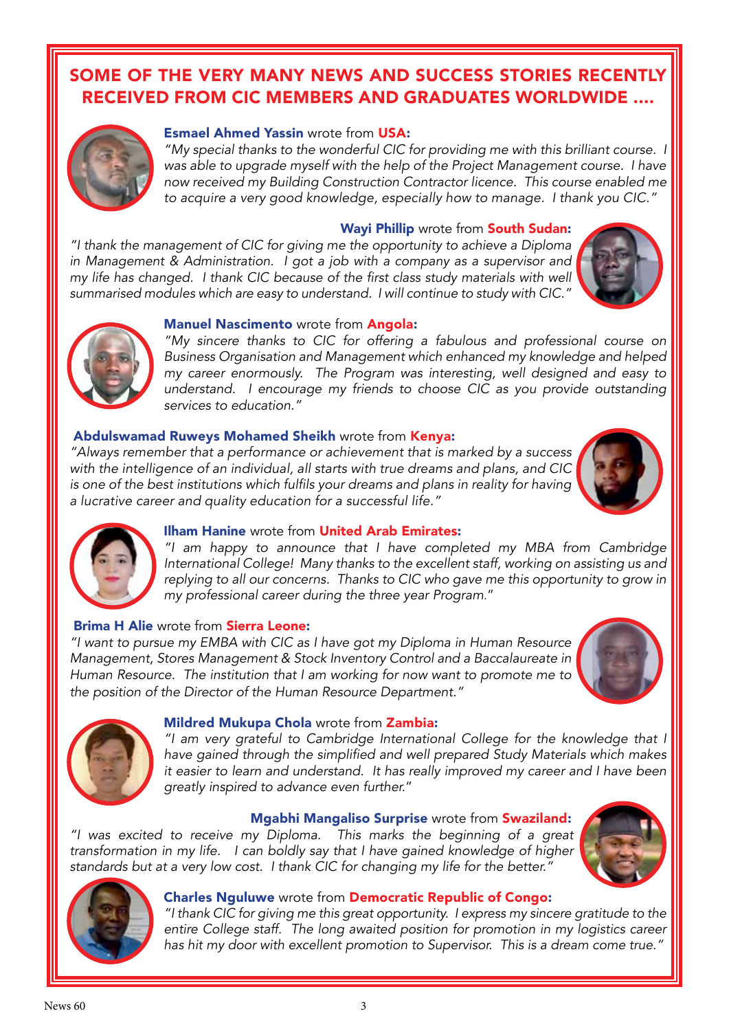# SOME OF THE VERY MANY NEWS AND SUCCESS STORIES RECENTLY RECEIVED FROM CIC MEMBERS AND GRADUATES WORLDWIDE ....

**Esmael Ahmed Yassin** wrote from **USA:**
*"My special thanks to the wonderful CIC for providing me with this brilliant course. I was able to upgrade myself with the help of the Project Management course. I have now received my Building Construction Contractor licence. This course enabled me to acquire a very good knowledge, especially how to manage. I thank you CIC."*

**Wayi Phillip** wrote from **South Sudan:**
*"I thank the management of CIC for giving me the opportunity to achieve a Diploma in Management & Administration. I got a job with a company as a supervisor and my life has changed. I thank CIC because of the first class study materials with well summarised modules which are easy to understand. I will continue to study with CIC."*

**Manuel Nascimento** wrote from **Angola:**
*"My sincere thanks to CIC for offering a fabulous and professional course on Business Organisation and Management which enhanced my knowledge and helped my career enormously. The Program was interesting, well designed and easy to understand. I encourage my friends to choose CIC as you provide outstanding services to education."*

**Abdulswamad Ruweys Mohamed Sheikh** wrote from **Kenya:**
*"Always remember that a performance or achievement that is marked by a success with the intelligence of an individual, all starts with true dreams and plans, and CIC is one of the best institutions which fulfils your dreams and plans in reality for having a lucrative career and quality education for a successful life."*

**Ilham Hanine** wrote from **United Arab Emirates:**
*"I am happy to announce that I have completed my MBA from Cambridge International College! Many thanks to the excellent staff, working on assisting us and replying to all our concerns. Thanks to CIC who gave me this opportunity to grow in my professional career during the three year Program."*

**Brima H Alie** wrote from **Sierra Leone:**
*"I want to pursue my EMBA with CIC as I have got my Diploma in Human Resource Management, Stores Management & Stock Inventory Control and a Baccalaureate in Human Resource. The institution that I am working for now want to promote me to the position of the Director of the Human Resource Department."*

**Mildred Mukupa Chola** wrote from **Zambia:**
*"I am very grateful to Cambridge International College for the knowledge that I have gained through the simplified and well prepared Study Materials which makes it easier to learn and understand. It has really improved my career and I have been greatly inspired to advance even further."*

**Mgabhi Mangaliso Surprise** wrote from **Swaziland:**
*"I was excited to receive my Diploma. This marks the beginning of a great transformation in my life. I can boldly say that I have gained knowledge of higher standards but at a very low cost. I thank CIC for changing my life for the better."*

**Charles Nguluwe** wrote from **Democratic Republic of Congo:**
*"I thank CIC for giving me this great opportunity. I express my sincere gratitude to the entire College staff. The long awaited position for promotion in my logistics career has hit my door with excellent promotion to Supervisor. This is a dream come true."*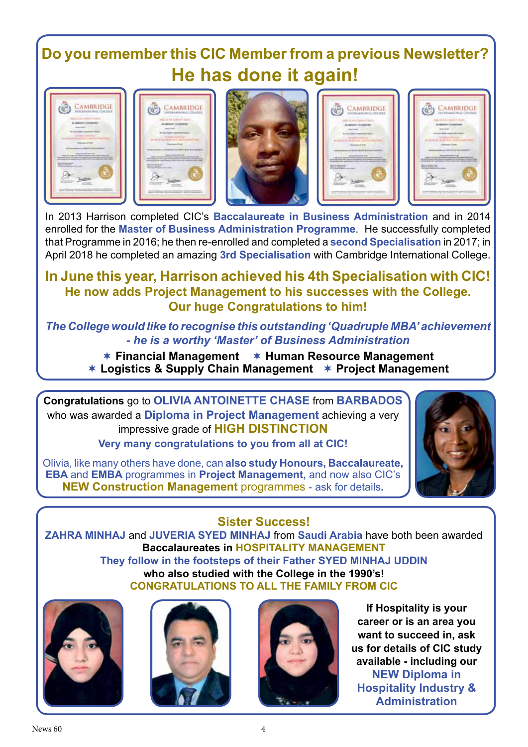## Do you remember this CIC Member from a previous Newsletter?

## He has done it again!

In 2013 Harrison completed CIC's **Baccalaureate in Business Administration** and in 2014 enrolled for the **Master of Business Administration Programme**. He successfully completed that Programme in 2016; he then re-enrolled and completed a **second Specialisation** in 2017; in April 2018 he completed an amazing **3rd Specialisation** with Cambridge International College.

**In June this year, Harrison achieved his 4th Specialisation with CIC!**
**He now adds Project Management to his successes with the College.**
**Our huge Congratulations to him!**

***The College would like to recognise this outstanding 'Quadruple MBA' achievement - he is a worthy 'Master' of Business Administration***

- ✶ **Financial Management** ✶ **Human Resource Management**
- ✶ **Logistics & Supply Chain Management** ✶ **Project Management**

---

**Congratulations** go to **OLIVIA ANTOINETTE CHASE** from **BARBADOS** who was awarded a **Diploma in Project Management** achieving a very impressive grade of **HIGH DISTINCTION**

**Very many congratulations to you from all at CIC!**

Olivia, like many others have done, can **also study Honours, Baccalaureate, EBA** and **EMBA** programmes in **Project Management,** and now also CIC's **NEW Construction Management** programmes - ask for details**.**

---

### Sister Success!

**ZAHRA MINHAJ** and **JUVERIA SYED MINHAJ** from **Saudi Arabia** have both been awarded **Baccalaureates in HOSPITALITY MANAGEMENT**

**They follow in the footsteps of their Father SYED MINHAJ UDDIN who also studied with the College in the 1990's!**

**CONGRATULATIONS TO ALL THE FAMILY FROM CIC**

**If Hospitality is your career or is an area you want to succeed in, ask us for details of CIC study available - including our NEW Diploma in Hospitality Industry & Administration**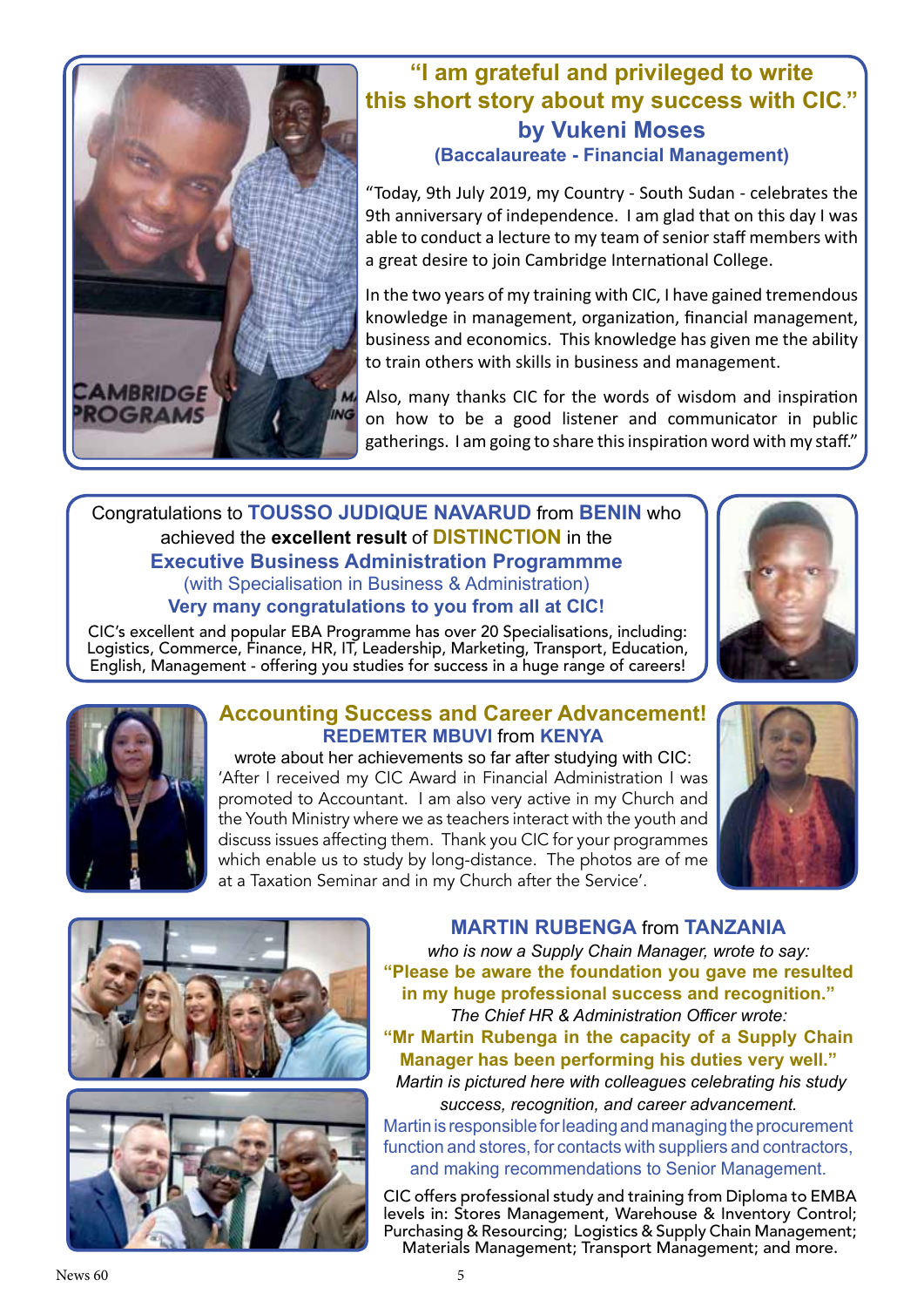## "I am grateful and privileged to write this short story about my success with CIC."

### by Vukeni Moses

**(Baccalaureate - Financial Management)**

"Today, 9th July 2019, my Country - South Sudan - celebrates the 9th anniversary of independence. I am glad that on this day I was able to conduct a lecture to my team of senior staff members with a great desire to join Cambridge International College.

In the two years of my training with CIC, I have gained tremendous knowledge in management, organization, financial management, business and economics. This knowledge has given me the ability to train others with skills in business and management.

Also, many thanks CIC for the words of wisdom and inspiration on how to be a good listener and communicator in public gatherings. I am going to share this inspiration word with my staff."

---

Congratulations to **TOUSSO JUDIQUE NAVARUD** from **BENIN** who achieved the **excellent result** of **DISTINCTION** in the

**Executive Business Administration Programmme**

(with Specialisation in Business & Administration)

**Very many congratulations to you from all at CIC!**

CIC's excellent and popular EBA Programme has over 20 Specialisations, including: Logistics, Commerce, Finance, HR, IT, Leadership, Marketing, Transport, Education, English, Management - offering you studies for success in a huge range of careers!

---

## Accounting Success and Career Advancement!

**REDEMTER MBUVI** from **KENYA**

wrote about her achievements so far after studying with CIC:

'After I received my CIC Award in Financial Administration I was promoted to Accountant. I am also very active in my Church and the Youth Ministry where we as teachers interact with the youth and discuss issues affecting them. Thank you CIC for your programmes which enable us to study by long-distance. The photos are of me at a Taxation Seminar and in my Church after the Service'.

---

## MARTIN RUBENGA from TANZANIA

*who is now a Supply Chain Manager, wrote to say:*

**"Please be aware the foundation you gave me resulted in my huge professional success and recognition."**

*The Chief HR & Administration Officer wrote:*

**"Mr Martin Rubenga in the capacity of a Supply Chain Manager has been performing his duties very well."**

*Martin is pictured here with colleagues celebrating his study success, recognition, and career advancement.*

Martin is responsible for leading and managing the procurement function and stores, for contacts with suppliers and contractors, and making recommendations to Senior Management.

CIC offers professional study and training from Diploma to EMBA levels in: Stores Management, Warehouse & Inventory Control; Purchasing & Resourcing; Logistics & Supply Chain Management; Materials Management; Transport Management; and more.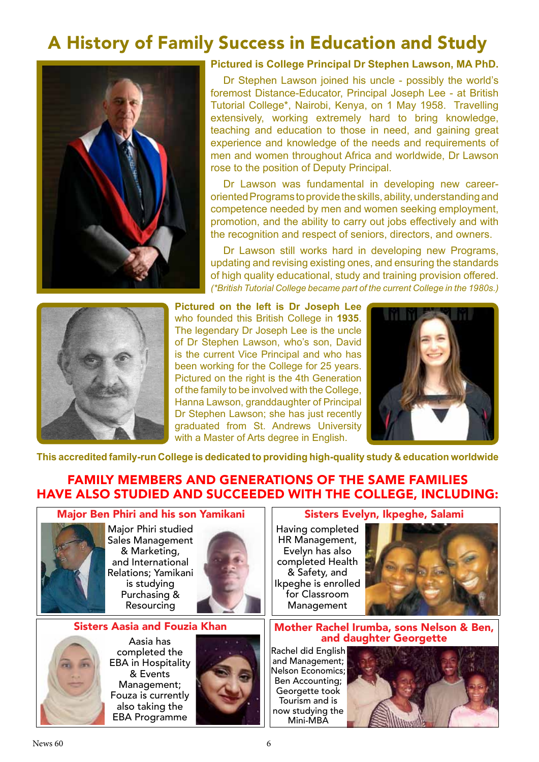# A History of Family Success in Education and Study

**Pictured is College Principal Dr Stephen Lawson, MA PhD.**

Dr Stephen Lawson joined his uncle - possibly the world's foremost Distance-Educator, Principal Joseph Lee - at British Tutorial College*, Nairobi, Kenya, on 1 May 1958. Travelling extensively, working extremely hard to bring knowledge, teaching and education to those in need, and gaining great experience and knowledge of the needs and requirements of men and women throughout Africa and worldwide, Dr Lawson rose to the position of Deputy Principal.

Dr Lawson was fundamental in developing new career-oriented Programs to provide the skills, ability, understanding and competence needed by men and women seeking employment, promotion, and the ability to carry out jobs effectively and with the recognition and respect of seniors, directors, and owners.

Dr Lawson still works hard in developing new Programs, updating and revising existing ones, and ensuring the standards of high quality educational, study and training provision offered.

*(*British Tutorial College became part of the current College in the 1980s.)*

**Pictured on the left is Dr Joseph Lee** who founded this British College in **1935**. The legendary Dr Joseph Lee is the uncle of Dr Stephen Lawson, who's son, David is the current Vice Principal and who has been working for the College for 25 years. Pictured on the right is the 4th Generation of the family to be involved with the College, Hanna Lawson, granddaughter of Principal Dr Stephen Lawson; she has just recently graduated from St. Andrews University with a Master of Arts degree in English.

**This accredited family-run College is dedicated to providing high-quality study & education worldwide**

## FAMILY MEMBERS AND GENERATIONS OF THE SAME FAMILIES HAVE ALSO STUDIED AND SUCCEEDED WITH THE COLLEGE, INCLUDING:

### Major Ben Phiri and his son Yamikani

Major Phiri studied Sales Management & Marketing, and International Relations; Yamikani is studying Purchasing & Resourcing

### Sisters Evelyn, Ikpeghe, Salami

Having completed HR Management, Evelyn has also completed Health & Safety, and Ikpeghe is enrolled for Classroom Management

### Sisters Aasia and Fouzia Khan

Aasia has completed the EBA in Hospitality & Events Management; Fouza is currently also taking the EBA Programme

### Mother Rachel Irumba, sons Nelson & Ben, and daughter Georgette

Rachel did English and Management; Nelson Economics; Ben Accounting; Georgette took Tourism and is now studying the Mini-MBA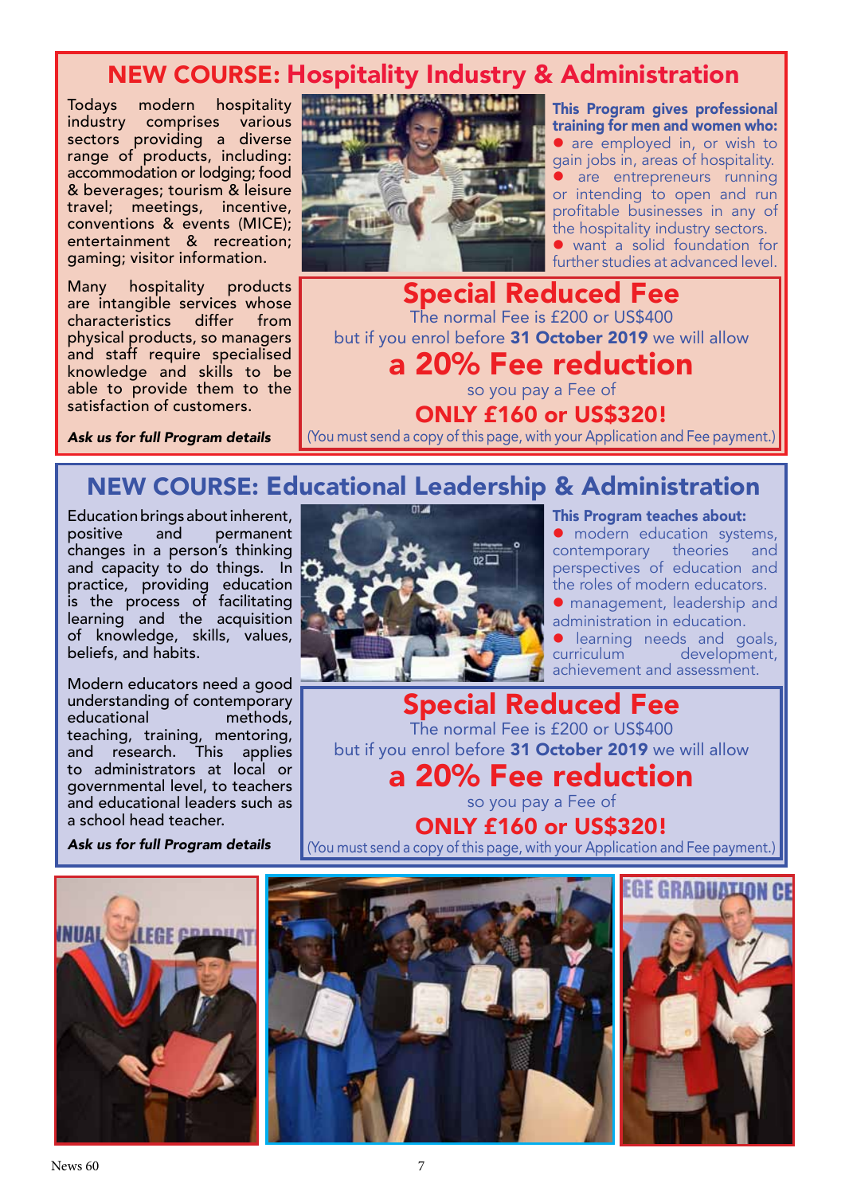## NEW COURSE: Hospitality Industry & Administration

Todays modern hospitality industry comprises various sectors providing a diverse range of products, including: accommodation or lodging; food & beverages; tourism & leisure travel; meetings, incentive, conventions & events (MICE); entertainment & recreation; gaming; visitor information.

Many hospitality products are intangible services whose characteristics differ from physical products, so managers and staff require specialised knowledge and skills to be able to provide them to the satisfaction of customers.

***Ask us for full Program details***

**This Program gives professional training for men and women who:**

- are employed in, or wish to gain jobs in, areas of hospitality.
- are entrepreneurs running or intending to open and run profitable businesses in any of the hospitality industry sectors.
- want a solid foundation for further studies at advanced level.

### Special Reduced Fee

The normal Fee is £200 or US$400
but if you enrol before **31 October 2019** we will allow

**a 20% Fee reduction**

so you pay a Fee of

**ONLY £160 or US$320!**

(You must send a copy of this page, with your Application and Fee payment.)

## NEW COURSE: Educational Leadership & Administration

Education brings about inherent, positive and permanent changes in a person's thinking and capacity to do things. In practice, providing education is the process of facilitating learning and the acquisition of knowledge, skills, values, beliefs, and habits.

Modern educators need a good understanding of contemporary educational methods, teaching, training, mentoring, and research. This applies to administrators at local or governmental level, to teachers and educational leaders such as a school head teacher.

***Ask us for full Program details***

**This Program teaches about:**

- modern education systems, contemporary theories and perspectives of education and the roles of modern educators.
- management, leadership and administration in education.
- learning needs and goals, curriculum development, achievement and assessment.

### Special Reduced Fee

The normal Fee is £200 or US$400
but if you enrol before **31 October 2019** we will allow

**a 20% Fee reduction**

so you pay a Fee of

**ONLY £160 or US$320!**

(You must send a copy of this page, with your Application and Fee payment.)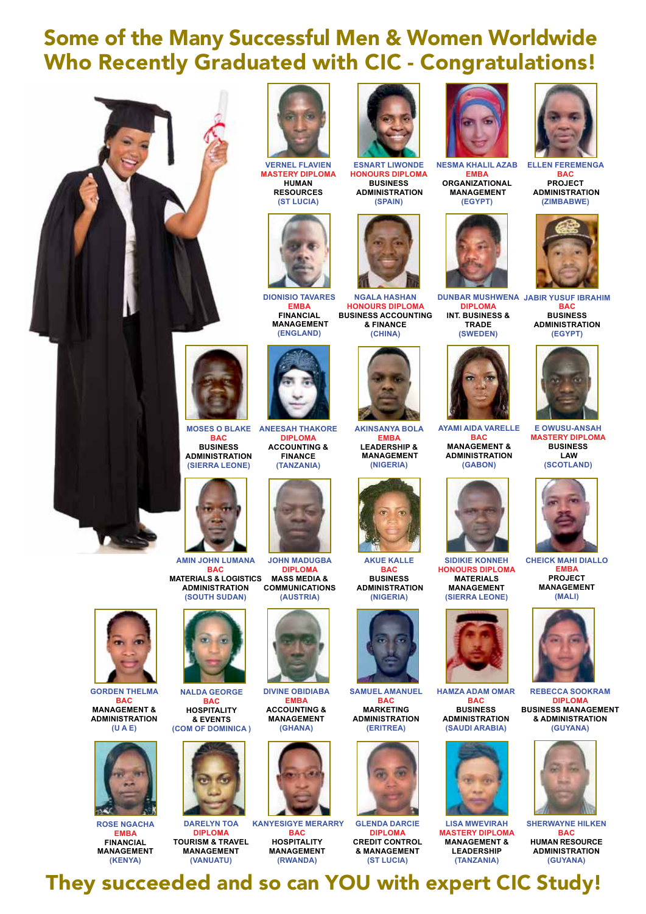# Some of the Many Successful Men & Women Worldwide Who Recently Graduated with CIC - Congratulations!

VERNEL FLAVIEN
MASTERY DIPLOMA
HUMAN RESOURCES
(ST LUCIA)

ESNART LIWONDE
HONOURS DIPLOMA
BUSINESS ADMINISTRATION
(SPAIN)

NESMA KHALIL AZAB
EMBA
ORGANIZATIONAL MANAGEMENT
(EGYPT)

ELLEN FEREMENGA
BAC
PROJECT ADMINISTRATION
(ZIMBABWE)

DIONISIO TAVARES
EMBA
FINANCIAL MANAGEMENT
(ENGLAND)

NGALA HASHAN
HONOURS DIPLOMA
BUSINESS ACCOUNTING & FINANCE
(CHINA)

DUNBAR MUSHWENA
DIPLOMA
INT. BUSINESS & TRADE
(SWEDEN)

JABIR YUSUF IBRAHIM
BAC
BUSINESS ADMINISTRATION
(EGYPT)

MOSES O BLAKE
BAC
BUSINESS ADMINISTRATION
(SIERRA LEONE)

ANEESAH THAKORE
DIPLOMA
ACCOUNTING & FINANCE
(TANZANIA)

AKINSANYA BOLA
EMBA
LEADERSHIP & MANAGEMENT
(NIGERIA)

AYAMI AIDA VARELLE
BAC
MANAGEMENT & ADMINISTRATION
(GABON)

E OWUSU-ANSAH
MASTERY DIPLOMA
BUSINESS LAW
(SCOTLAND)

AMIN JOHN LUMANA
BAC
MATERIALS & LOGISTICS ADMINISTRATION
(SOUTH SUDAN)

JOHN MADUGBA
DIPLOMA
MASS MEDIA & COMMUNICATIONS
(AUSTRIA)

AKUE KALLE
BAC
BUSINESS ADMINISTRATION
(NIGERIA)

SIDIKIE KONNEH
HONOURS DIPLOMA
MATERIALS MANAGEMENT
(SIERRA LEONE)

CHEICK MAHI DIALLO
EMBA
PROJECT MANAGEMENT
(MALI)

GORDEN THELMA
BAC
MANAGEMENT & ADMINISTRATION
(U A E)

NALDA GEORGE
BAC
HOSPITALITY & EVENTS
(COM OF DOMINICA )

DIVINE OBIDIABA
EMBA
ACCOUNTING & MANAGEMENT
(GHANA)

SAMUEL AMANUEL
BAC
MARKETING ADMINISTRATION
(ERITREA)

HAMZA ADAM OMAR
BAC
BUSINESS ADMINISTRATION
(SAUDI ARABIA)

REBECCA SOOKRAM
DIPLOMA
BUSINESS MANAGEMENT & ADMINISTRATION
(GUYANA)

ROSE NGACHA
EMBA
FINANCIAL MANAGEMENT
(KENYA)

DARELYN TOA
DIPLOMA
TOURISM & TRAVEL MANAGEMENT
(VANUATU)

KANYESIGYE MERARRY
BAC
HOSPITALITY MANAGEMENT
(RWANDA)

GLENDA DARCIE
DIPLOMA
CREDIT CONTROL & MANAGEMENT
(ST LUCIA)

LISA MWEVIRAH
MASTERY DIPLOMA
MANAGEMENT & LEADERSHIP
(TANZANIA)

SHERWAYNE HILKEN
BAC
HUMAN RESOURCE ADMINISTRATION
(GUYANA)

## They succeeded and so can YOU with expert CIC Study!